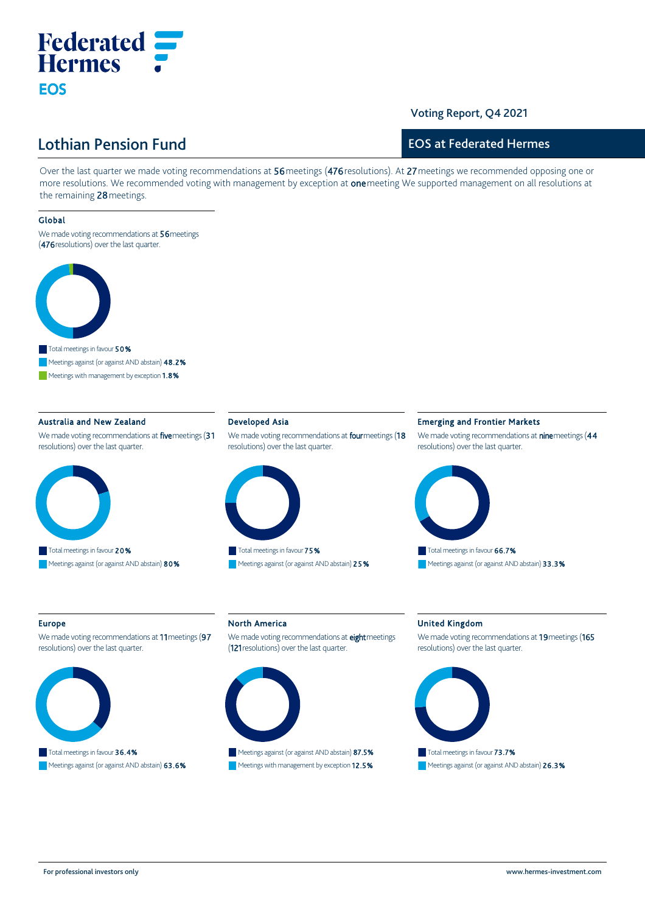Federated Hermes

EOS

Voting Report, Q4 2021

# Lothian Pension Fund

## EOS at Federated Hermes

Over the last quarter we made voting recommendations at 56 meetings (476 resolutions). At 27 meetings we recommended opposing one or more resolutions. We recommended voting with management by exception at one meeting We supported management on all resolutions at the remaining 28 meetings.

### Global

We made voting recommendations at 56 meetings (476 resolutions) over the last quarter.

- Total meetings in favour **50%**
- Meetings against (or against AND abstain) **48.2%**
- Meetings with management by exception **1.8%**

### Australia and New Zealand

We made voting recommendations at five meetings (31 resolutions) over the last quarter.

- Total meetings in favour **20%**
- Meetings against (or against AND abstain) **80%**

### Developed Asia

We made voting recommendations at four meetings (18 resolutions) over the last quarter.

- Total meetings in favour **75%**
- Meetings against (or against AND abstain) **25%**

### Emerging and Frontier Markets

We made voting recommendations at nine meetings (44 resolutions) over the last quarter.

- Total meetings in favour **66.7%**
- Meetings against (or against AND abstain) **33.3%**

### Europe

We made voting recommendations at 11 meetings (97 resolutions) over the last quarter.

- Total meetings in favour **36.4%**
- Meetings against (or against AND abstain) **63.6%**

### North America

We made voting recommendations at eight meetings (121 resolutions) over the last quarter.

- Meetings against (or against AND abstain) **87.5%**
- Meetings with management by exception **12.5%**

### United Kingdom

We made voting recommendations at 19 meetings (165 resolutions) over the last quarter.

- Total meetings in favour **73.7%**
- Meetings against (or against AND abstain) **26.3%**

For professional investors only

www.hermes-investment.com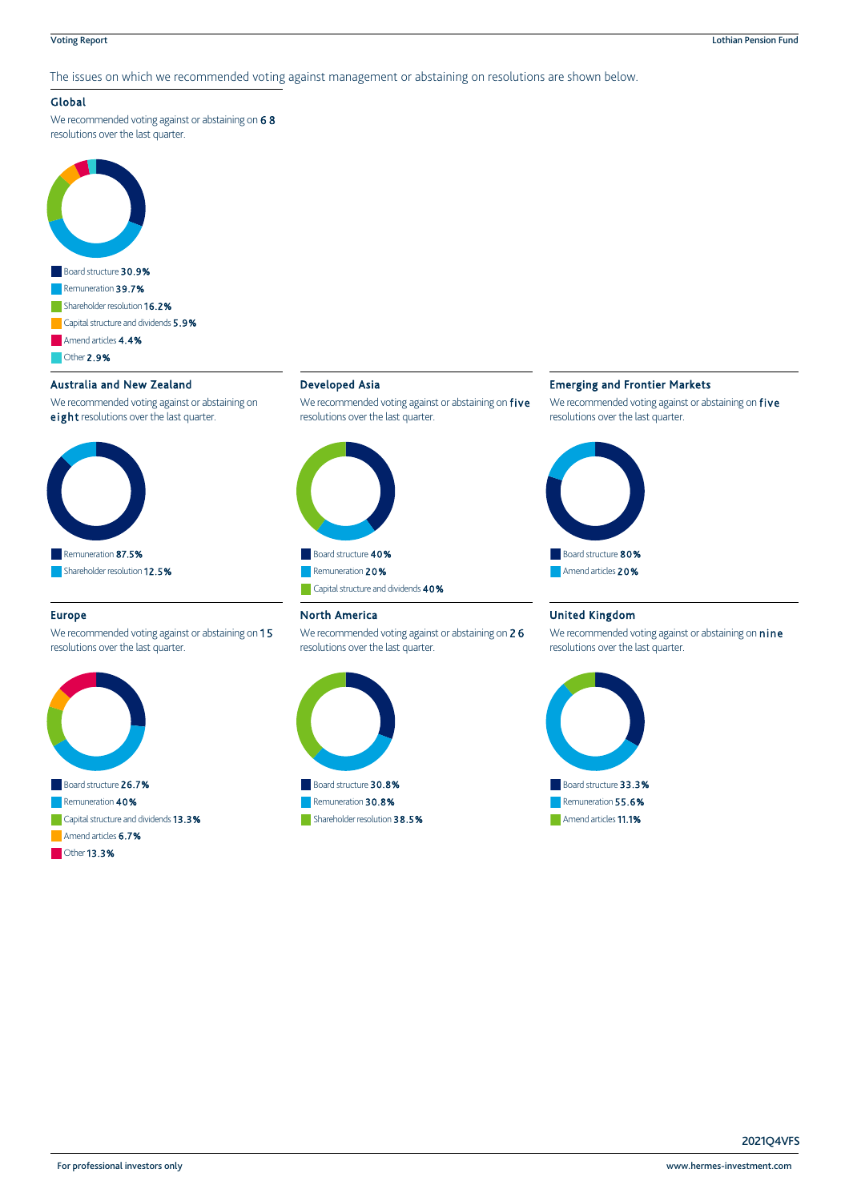The issues on which we recommended voting against management or abstaining on resolutions are shown below.

## Global

We recommended voting against or abstaining on **68** resolutions over the last quarter.

Board structure **30.9%**
Remuneration **39.7%**
Shareholder resolution **16.2%**
Capital structure and dividends **5.9%**
Amend articles **4.4%**
Other **2.9%**

## Australia and New Zealand

We recommended voting against or abstaining on **eight** resolutions over the last quarter.

Remuneration **87.5%**
Shareholder resolution **12.5%**

## Developed Asia

We recommended voting against or abstaining on **five** resolutions over the last quarter.

Board structure **40%**
Remuneration **20%**
Capital structure and dividends **40%**

## Emerging and Frontier Markets

We recommended voting against or abstaining on **five** resolutions over the last quarter.

Board structure **80%**
Amend articles **20%**

## Europe

We recommended voting against or abstaining on **15** resolutions over the last quarter.

Board structure **26.7%**
Remuneration **40%**
Capital structure and dividends **13.3%**
Amend articles **6.7%**
Other **13.3%**

## North America

We recommended voting against or abstaining on **26** resolutions over the last quarter.

Board structure **30.8%**
Remuneration **30.8%**
Shareholder resolution **38.5%**

## United Kingdom

We recommended voting against or abstaining on **nine** resolutions over the last quarter.

Board structure **33.3%**
Remuneration **55.6%**
Amend articles **11.1%**

2021Q4VFS